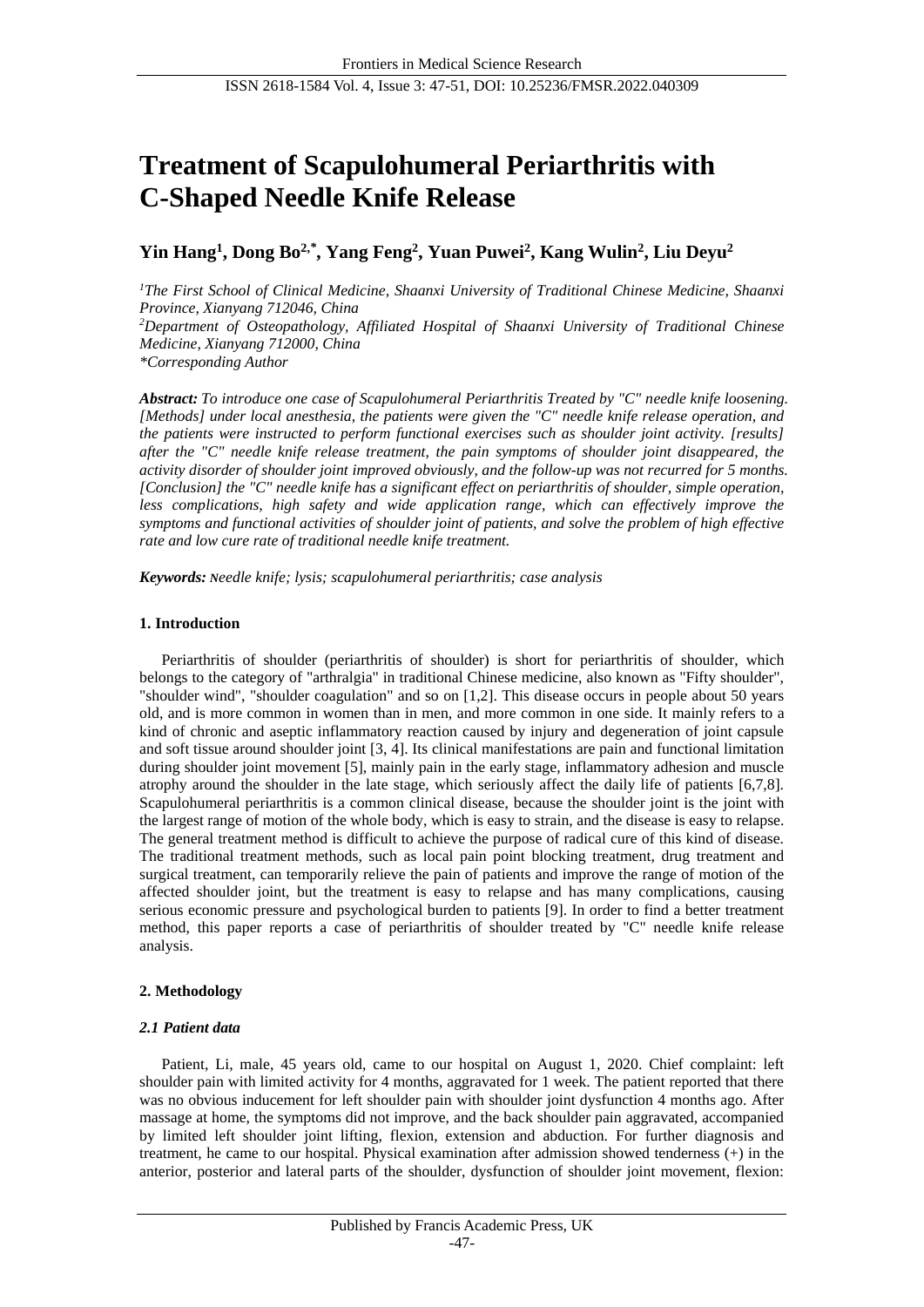# Treatment of Scapulohumeral Periarthritis with C-Shaped Needle Knife Release

**Yin Hang[1], Dong Bo[2,*], Yang Feng[2], Yuan Puwei[2], Kang Wulin[2], Liu Deyu[2]**

*[1]The First School of Clinical Medicine, Shaanxi University of Traditional Chinese Medicine, Shaanxi Province, Xianyang 712046, China*
*[2]Department of Osteopathology, Affiliated Hospital of Shaanxi University of Traditional Chinese Medicine, Xianyang 712000, China*
*\*Corresponding Author*

***Abstract:*** *To introduce one case of Scapulohumeral Periarthritis Treated by "C" needle knife loosening. [Methods] under local anesthesia, the patients were given the "C" needle knife release operation, and the patients were instructed to perform functional exercises such as shoulder joint activity. [results] after the "C" needle knife release treatment, the pain symptoms of shoulder joint disappeared, the activity disorder of shoulder joint improved obviously, and the follow-up was not recurred for 5 months. [Conclusion] the "C" needle knife has a significant effect on periarthritis of shoulder, simple operation, less complications, high safety and wide application range, which can effectively improve the symptoms and functional activities of shoulder joint of patients, and solve the problem of high effective rate and low cure rate of traditional needle knife treatment.*

***Keywords:*** *Needle knife; lysis; scapulohumeral periarthritis; case analysis*

## 1. Introduction

Periarthritis of shoulder (periarthritis of shoulder) is short for periarthritis of shoulder, which belongs to the category of "arthralgia" in traditional Chinese medicine, also known as "Fifty shoulder", "shoulder wind", "shoulder coagulation" and so on [1,2]. This disease occurs in people about 50 years old, and is more common in women than in men, and more common in one side. It mainly refers to a kind of chronic and aseptic inflammatory reaction caused by injury and degeneration of joint capsule and soft tissue around shoulder joint [3, 4]. Its clinical manifestations are pain and functional limitation during shoulder joint movement [5], mainly pain in the early stage, inflammatory adhesion and muscle atrophy around the shoulder in the late stage, which seriously affect the daily life of patients [6,7,8]. Scapulohumeral periarthritis is a common clinical disease, because the shoulder joint is the joint with the largest range of motion of the whole body, which is easy to strain, and the disease is easy to relapse. The general treatment method is difficult to achieve the purpose of radical cure of this kind of disease. The traditional treatment methods, such as local pain point blocking treatment, drug treatment and surgical treatment, can temporarily relieve the pain of patients and improve the range of motion of the affected shoulder joint, but the treatment is easy to relapse and has many complications, causing serious economic pressure and psychological burden to patients [9]. In order to find a better treatment method, this paper reports a case of periarthritis of shoulder treated by "C" needle knife release analysis.

## 2. Methodology

### *2.1 Patient data*

Patient, Li, male, 45 years old, came to our hospital on August 1, 2020. Chief complaint: left shoulder pain with limited activity for 4 months, aggravated for 1 week. The patient reported that there was no obvious inducement for left shoulder pain with shoulder joint dysfunction 4 months ago. After massage at home, the symptoms did not improve, and the back shoulder pain aggravated, accompanied by limited left shoulder joint lifting, flexion, extension and abduction. For further diagnosis and treatment, he came to our hospital. Physical examination after admission showed tenderness (+) in the anterior, posterior and lateral parts of the shoulder, dysfunction of shoulder joint movement, flexion: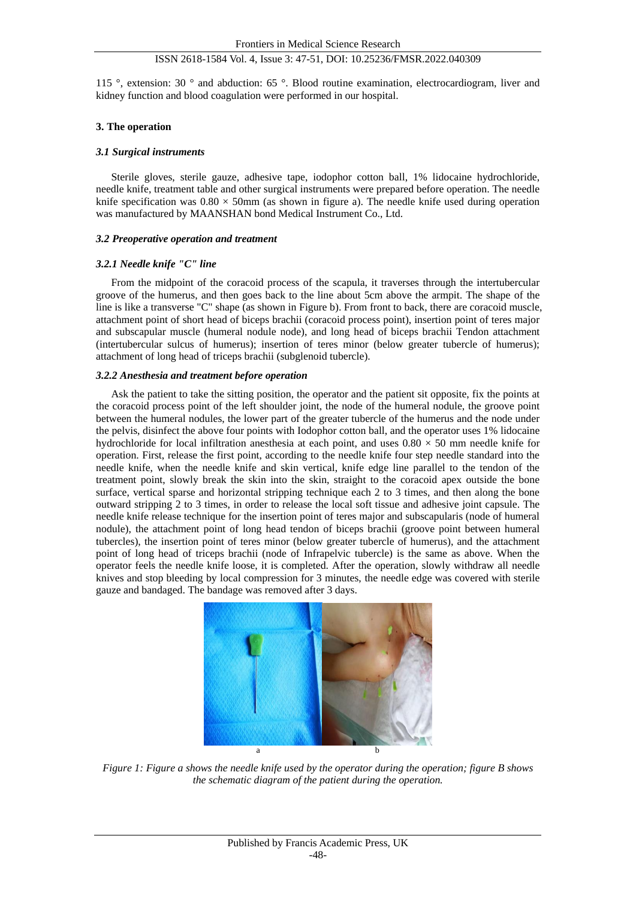115 °, extension: 30 ° and abduction: 65 °. Blood routine examination, electrocardiogram, liver and kidney function and blood coagulation were performed in our hospital.

## 3. The operation

### *3.1 Surgical instruments*

Sterile gloves, sterile gauze, adhesive tape, iodophor cotton ball, 1% lidocaine hydrochloride, needle knife, treatment table and other surgical instruments were prepared before operation. The needle knife specification was $0.80 \times 50$mm (as shown in figure a). The needle knife used during operation was manufactured by MAANSHAN bond Medical Instrument Co., Ltd.

### *3.2 Preoperative operation and treatment*

#### *3.2.1 Needle knife "C" line*

From the midpoint of the coracoid process of the scapula, it traverses through the intertubercular groove of the humerus, and then goes back to the line about 5cm above the armpit. The shape of the line is like a transverse "C" shape (as shown in Figure b). From front to back, there are coracoid muscle, attachment point of short head of biceps brachii (coracoid process point), insertion point of teres major and subscapular muscle (humeral nodule node), and long head of biceps brachii Tendon attachment (intertubercular sulcus of humerus); insertion of teres minor (below greater tubercle of humerus); attachment of long head of triceps brachii (subglenoid tubercle).

#### *3.2.2 Anesthesia and treatment before operation*

Ask the patient to take the sitting position, the operator and the patient sit opposite, fix the points at the coracoid process point of the left shoulder joint, the node of the humeral nodule, the groove point between the humeral nodules, the lower part of the greater tubercle of the humerus and the node under the pelvis, disinfect the above four points with Iodophor cotton ball, and the operator uses 1% lidocaine hydrochloride for local infiltration anesthesia at each point, and uses $0.80 \times 50$ mm needle knife for operation. First, release the first point, according to the needle knife four step needle standard into the needle knife, when the needle knife and skin vertical, knife edge line parallel to the tendon of the treatment point, slowly break the skin into the skin, straight to the coracoid apex outside the bone surface, vertical sparse and horizontal stripping technique each 2 to 3 times, and then along the bone outward stripping 2 to 3 times, in order to release the local soft tissue and adhesive joint capsule. The needle knife release technique for the insertion point of teres major and subscapularis (node of humeral nodule), the attachment point of long head tendon of biceps brachii (groove point between humeral tubercles), the insertion point of teres minor (below greater tubercle of humerus), and the attachment point of long head of triceps brachii (node of Infrapelvic tubercle) is the same as above. When the operator feels the needle knife loose, it is completed. After the operation, slowly withdraw all needle knives and stop bleeding by local compression for 3 minutes, the needle edge was covered with sterile gauze and bandaged. The bandage was removed after 3 days.

*Figure 1: Figure a shows the needle knife used by the operator during the operation; figure B shows the schematic diagram of the patient during the operation.*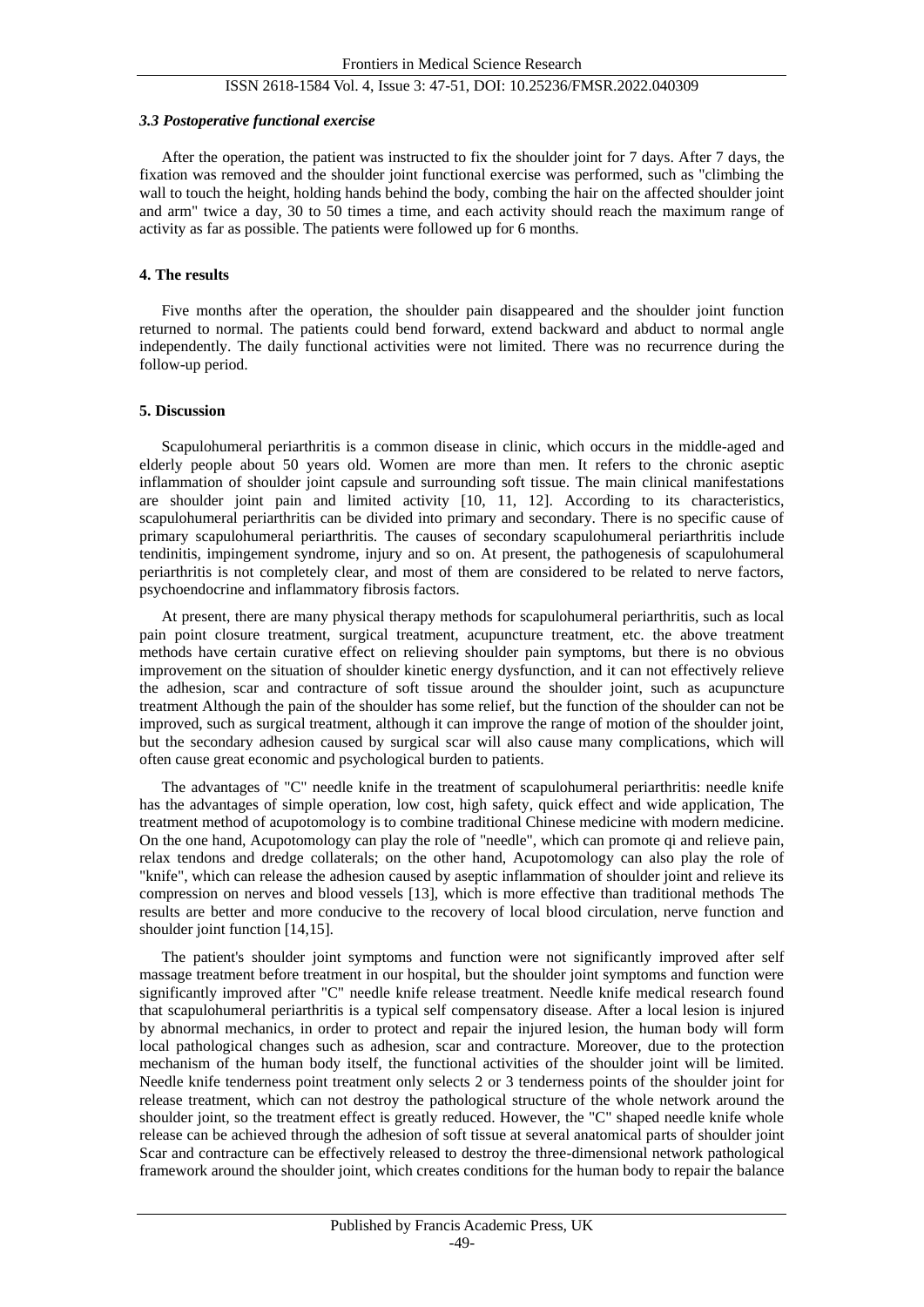### *3.3 Postoperative functional exercise*

After the operation, the patient was instructed to fix the shoulder joint for 7 days. After 7 days, the fixation was removed and the shoulder joint functional exercise was performed, such as "climbing the wall to touch the height, holding hands behind the body, combing the hair on the affected shoulder joint and arm" twice a day, 30 to 50 times a time, and each activity should reach the maximum range of activity as far as possible. The patients were followed up for 6 months.

## 4. The results

Five months after the operation, the shoulder pain disappeared and the shoulder joint function returned to normal. The patients could bend forward, extend backward and abduct to normal angle independently. The daily functional activities were not limited. There was no recurrence during the follow-up period.

## 5. Discussion

Scapulohumeral periarthritis is a common disease in clinic, which occurs in the middle-aged and elderly people about 50 years old. Women are more than men. It refers to the chronic aseptic inflammation of shoulder joint capsule and surrounding soft tissue. The main clinical manifestations are shoulder joint pain and limited activity [10, 11, 12]. According to its characteristics, scapulohumeral periarthritis can be divided into primary and secondary. There is no specific cause of primary scapulohumeral periarthritis. The causes of secondary scapulohumeral periarthritis include tendinitis, impingement syndrome, injury and so on. At present, the pathogenesis of scapulohumeral periarthritis is not completely clear, and most of them are considered to be related to nerve factors, psychoendocrine and inflammatory fibrosis factors.

At present, there are many physical therapy methods for scapulohumeral periarthritis, such as local pain point closure treatment, surgical treatment, acupuncture treatment, etc. the above treatment methods have certain curative effect on relieving shoulder pain symptoms, but there is no obvious improvement on the situation of shoulder kinetic energy dysfunction, and it can not effectively relieve the adhesion, scar and contracture of soft tissue around the shoulder joint, such as acupuncture treatment Although the pain of the shoulder has some relief, but the function of the shoulder can not be improved, such as surgical treatment, although it can improve the range of motion of the shoulder joint, but the secondary adhesion caused by surgical scar will also cause many complications, which will often cause great economic and psychological burden to patients.

The advantages of "C" needle knife in the treatment of scapulohumeral periarthritis: needle knife has the advantages of simple operation, low cost, high safety, quick effect and wide application, The treatment method of acupotomology is to combine traditional Chinese medicine with modern medicine. On the one hand, Acupotomology can play the role of "needle", which can promote qi and relieve pain, relax tendons and dredge collaterals; on the other hand, Acupotomology can also play the role of "knife", which can release the adhesion caused by aseptic inflammation of shoulder joint and relieve its compression on nerves and blood vessels [13], which is more effective than traditional methods The results are better and more conducive to the recovery of local blood circulation, nerve function and shoulder joint function [14,15].

The patient's shoulder joint symptoms and function were not significantly improved after self massage treatment before treatment in our hospital, but the shoulder joint symptoms and function were significantly improved after "C" needle knife release treatment. Needle knife medical research found that scapulohumeral periarthritis is a typical self compensatory disease. After a local lesion is injured by abnormal mechanics, in order to protect and repair the injured lesion, the human body will form local pathological changes such as adhesion, scar and contracture. Moreover, due to the protection mechanism of the human body itself, the functional activities of the shoulder joint will be limited. Needle knife tenderness point treatment only selects 2 or 3 tenderness points of the shoulder joint for release treatment, which can not destroy the pathological structure of the whole network around the shoulder joint, so the treatment effect is greatly reduced. However, the "C" shaped needle knife whole release can be achieved through the adhesion of soft tissue at several anatomical parts of shoulder joint Scar and contracture can be effectively released to destroy the three-dimensional network pathological framework around the shoulder joint, which creates conditions for the human body to repair the balance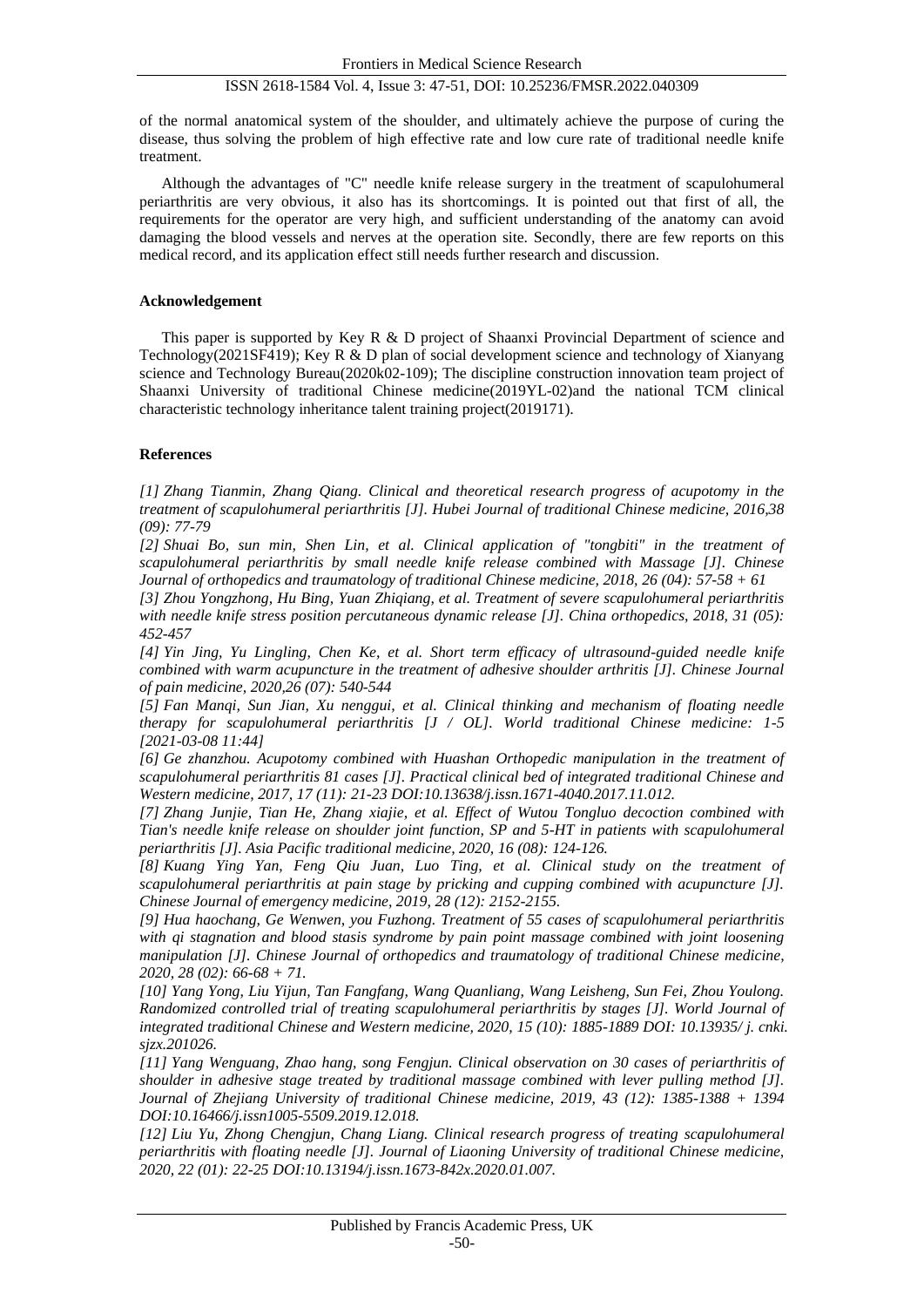of the normal anatomical system of the shoulder, and ultimately achieve the purpose of curing the disease, thus solving the problem of high effective rate and low cure rate of traditional needle knife treatment.

Although the advantages of "C" needle knife release surgery in the treatment of scapulohumeral periarthritis are very obvious, it also has its shortcomings. It is pointed out that first of all, the requirements for the operator are very high, and sufficient understanding of the anatomy can avoid damaging the blood vessels and nerves at the operation site. Secondly, there are few reports on this medical record, and its application effect still needs further research and discussion.

## Acknowledgement

This paper is supported by Key R & D project of Shaanxi Provincial Department of science and Technology(2021SF419); Key R & D plan of social development science and technology of Xianyang science and Technology Bureau(2020k02-109); The discipline construction innovation team project of Shaanxi University of traditional Chinese medicine(2019YL-02)and the national TCM clinical characteristic technology inheritance talent training project(2019171).

## References

*[1] Zhang Tianmin, Zhang Qiang. Clinical and theoretical research progress of acupotomy in the treatment of scapulohumeral periarthritis [J]. Hubei Journal of traditional Chinese medicine, 2016,38 (09): 77-79*

*[2] Shuai Bo, sun min, Shen Lin, et al. Clinical application of "tongbiti" in the treatment of scapulohumeral periarthritis by small needle knife release combined with Massage [J]. Chinese Journal of orthopedics and traumatology of traditional Chinese medicine, 2018, 26 (04): 57-58 + 61*

*[3] Zhou Yongzhong, Hu Bing, Yuan Zhiqiang, et al. Treatment of severe scapulohumeral periarthritis with needle knife stress position percutaneous dynamic release [J]. China orthopedics, 2018, 31 (05): 452-457*

*[4] Yin Jing, Yu Lingling, Chen Ke, et al. Short term efficacy of ultrasound-guided needle knife combined with warm acupuncture in the treatment of adhesive shoulder arthritis [J]. Chinese Journal of pain medicine, 2020,26 (07): 540-544*

*[5] Fan Manqi, Sun Jian, Xu nenggui, et al. Clinical thinking and mechanism of floating needle therapy for scapulohumeral periarthritis [J / OL]. World traditional Chinese medicine: 1-5 [2021-03-08 11:44]*

*[6] Ge zhanzhou. Acupotomy combined with Huashan Orthopedic manipulation in the treatment of scapulohumeral periarthritis 81 cases [J]. Practical clinical bed of integrated traditional Chinese and Western medicine, 2017, 17 (11): 21-23 DOI:10.13638/j.issn.1671-4040.2017.11.012.*

*[7] Zhang Junjie, Tian He, Zhang xiajie, et al. Effect of Wutou Tongluo decoction combined with Tian's needle knife release on shoulder joint function, SP and 5-HT in patients with scapulohumeral periarthritis [J]. Asia Pacific traditional medicine, 2020, 16 (08): 124-126.*

*[8] Kuang Ying Yan, Feng Qiu Juan, Luo Ting, et al. Clinical study on the treatment of scapulohumeral periarthritis at pain stage by pricking and cupping combined with acupuncture [J]. Chinese Journal of emergency medicine, 2019, 28 (12): 2152-2155.*

*[9] Hua haochang, Ge Wenwen, you Fuzhong. Treatment of 55 cases of scapulohumeral periarthritis with qi stagnation and blood stasis syndrome by pain point massage combined with joint loosening manipulation [J]. Chinese Journal of orthopedics and traumatology of traditional Chinese medicine, 2020, 28 (02): 66-68 + 71.*

*[10] Yang Yong, Liu Yijun, Tan Fangfang, Wang Quanliang, Wang Leisheng, Sun Fei, Zhou Youlong. Randomized controlled trial of treating scapulohumeral periarthritis by stages [J]. World Journal of integrated traditional Chinese and Western medicine, 2020, 15 (10): 1885-1889 DOI: 10.13935/ j. cnki. sjzx.201026.*

*[11] Yang Wenguang, Zhao hang, song Fengjun. Clinical observation on 30 cases of periarthritis of shoulder in adhesive stage treated by traditional massage combined with lever pulling method [J]. Journal of Zhejiang University of traditional Chinese medicine, 2019, 43 (12): 1385-1388 + 1394 DOI:10.16466/j.issn1005-5509.2019.12.018.*

*[12] Liu Yu, Zhong Chengjun, Chang Liang. Clinical research progress of treating scapulohumeral periarthritis with floating needle [J]. Journal of Liaoning University of traditional Chinese medicine, 2020, 22 (01): 22-25 DOI:10.13194/j.issn.1673-842x.2020.01.007.*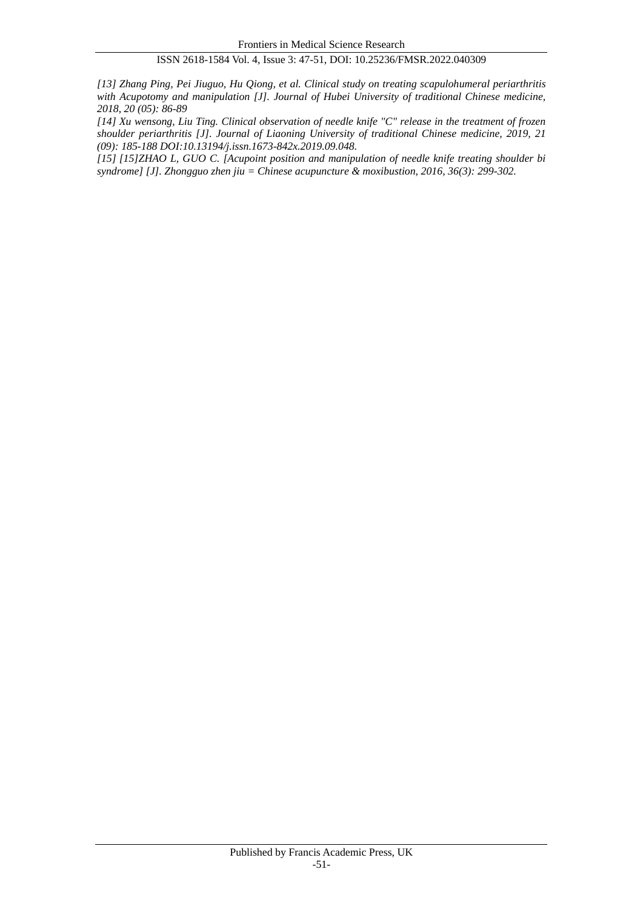*[13] Zhang Ping, Pei Jiuguo, Hu Qiong, et al. Clinical study on treating scapulohumeral periarthritis with Acupotomy and manipulation [J]. Journal of Hubei University of traditional Chinese medicine, 2018, 20 (05): 86-89*

*[14] Xu wensong, Liu Ting. Clinical observation of needle knife "C" release in the treatment of frozen shoulder periarthritis [J]. Journal of Liaoning University of traditional Chinese medicine, 2019, 21 (09): 185-188 DOI:10.13194/j.issn.1673-842x.2019.09.048.*

*[15] [15]ZHAO L, GUO C. [Acupoint position and manipulation of needle knife treating shoulder bi syndrome] [J]. Zhongguo zhen jiu = Chinese acupuncture & moxibustion, 2016, 36(3): 299-302.*